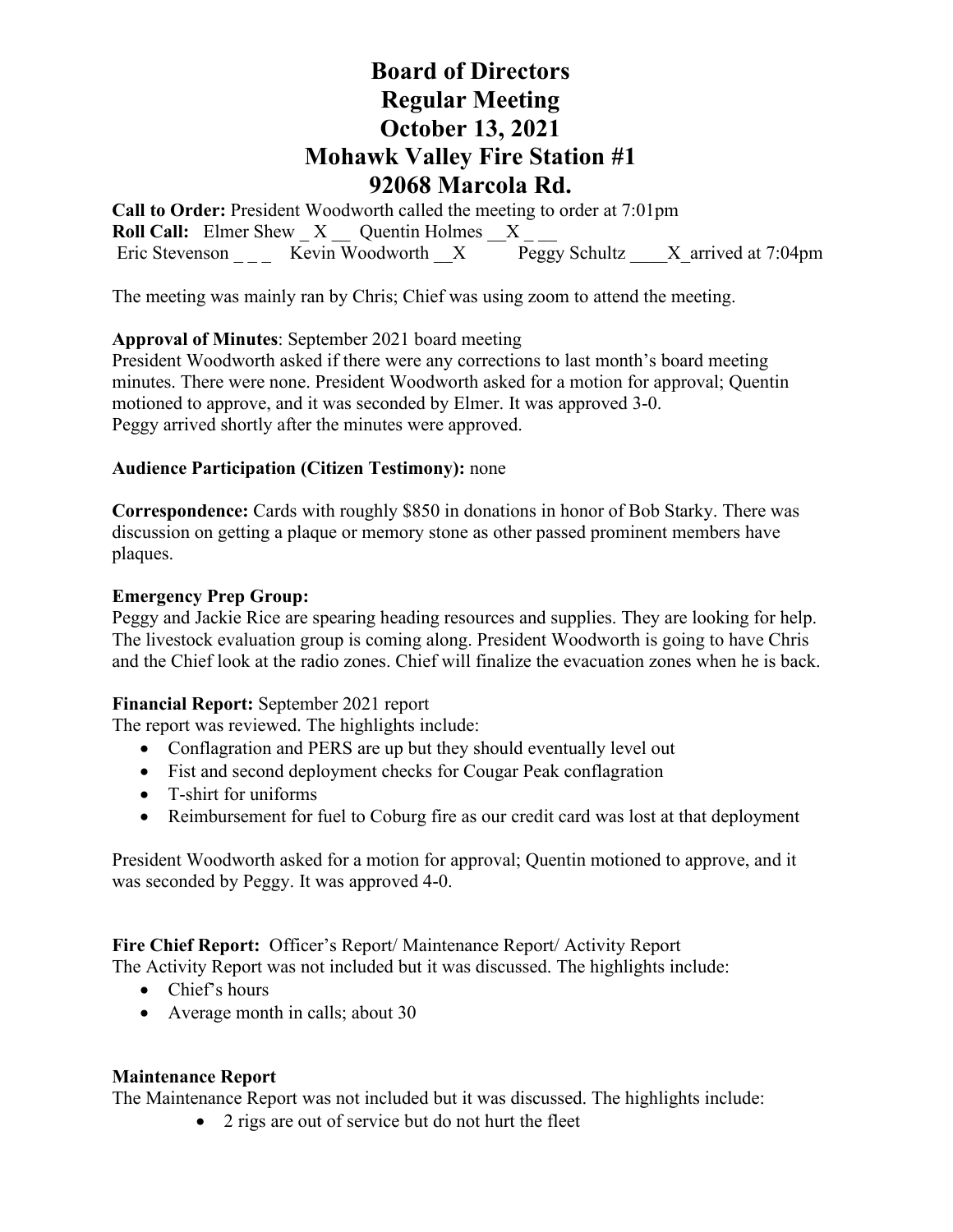# Board of Directors
# Regular Meeting
# October 13, 2021
# Mohawk Valley Fire Station #1
# 92068 Marcola Rd.

**Call to Order:** President Woodworth called the meeting to order at 7:01pm
**Roll Call:** Elmer Shew _ X __ Quentin Holmes __X _ __
Eric Stevenson _ _ _ Kevin Woodworth __X Peggy Schultz ____X_arrived at 7:04pm

The meeting was mainly ran by Chris; Chief was using zoom to attend the meeting.

**Approval of Minutes**: September 2021 board meeting
President Woodworth asked if there were any corrections to last month's board meeting minutes. There were none. President Woodworth asked for a motion for approval; Quentin motioned to approve, and it was seconded by Elmer. It was approved 3-0.
Peggy arrived shortly after the minutes were approved.

**Audience Participation (Citizen Testimony):** none

**Correspondence:** Cards with roughly $850 in donations in honor of Bob Starky. There was discussion on getting a plaque or memory stone as other passed prominent members have plaques.

**Emergency Prep Group:**
Peggy and Jackie Rice are spearing heading resources and supplies. They are looking for help. The livestock evaluation group is coming along. President Woodworth is going to have Chris and the Chief look at the radio zones. Chief will finalize the evacuation zones when he is back.

**Financial Report:** September 2021 report
The report was reviewed. The highlights include:

- Conflagration and PERS are up but they should eventually level out
- Fist and second deployment checks for Cougar Peak conflagration
- T-shirt for uniforms
- Reimbursement for fuel to Coburg fire as our credit card was lost at that deployment

President Woodworth asked for a motion for approval; Quentin motioned to approve, and it was seconded by Peggy. It was approved 4-0.

**Fire Chief Report:** Officer's Report/ Maintenance Report/ Activity Report
The Activity Report was not included but it was discussed. The highlights include:

- Chief's hours
- Average month in calls; about 30

**Maintenance Report**
The Maintenance Report was not included but it was discussed. The highlights include:

- 2 rigs are out of service but do not hurt the fleet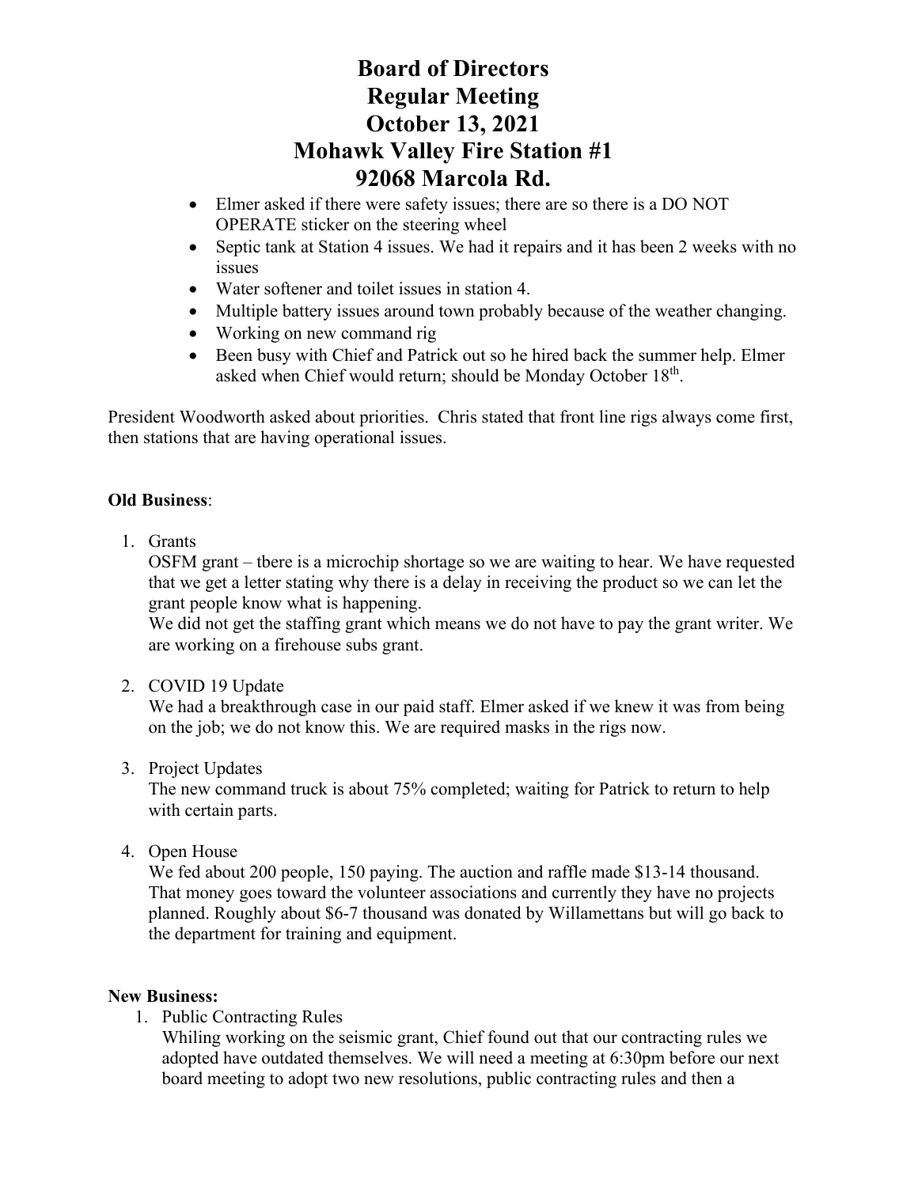# Board of Directors
# Regular Meeting
# October 13, 2021
# Mohawk Valley Fire Station #1
# 92068 Marcola Rd.

- Elmer asked if there were safety issues; there are so there is a DO NOT OPERATE sticker on the steering wheel
- Septic tank at Station 4 issues. We had it repairs and it has been 2 weeks with no issues
- Water softener and toilet issues in station 4.
- Multiple battery issues around town probably because of the weather changing.
- Working on new command rig
- Been busy with Chief and Patrick out so he hired back the summer help. Elmer asked when Chief would return; should be Monday October 18th.

President Woodworth asked about priorities. Chris stated that front line rigs always come first, then stations that are having operational issues.

**Old Business**:

1. Grants
   OSFM grant – tbere is a microchip shortage so we are waiting to hear. We have requested that we get a letter stating why there is a delay in receiving the product so we can let the grant people know what is happening.
   We did not get the staffing grant which means we do not have to pay the grant writer. We are working on a firehouse subs grant.

2. COVID 19 Update
   We had a breakthrough case in our paid staff. Elmer asked if we knew it was from being on the job; we do not know this. We are required masks in the rigs now.

3. Project Updates
   The new command truck is about 75% completed; waiting for Patrick to return to help with certain parts.

4. Open House
   We fed about 200 people, 150 paying. The auction and raffle made $13-14 thousand. That money goes toward the volunteer associations and currently they have no projects planned. Roughly about $6-7 thousand was donated by Willamettans but will go back to the department for training and equipment.

**New Business:**

1. Public Contracting Rules
   Whiling working on the seismic grant, Chief found out that our contracting rules we adopted have outdated themselves. We will need a meeting at 6:30pm before our next board meeting to adopt two new resolutions, public contracting rules and then a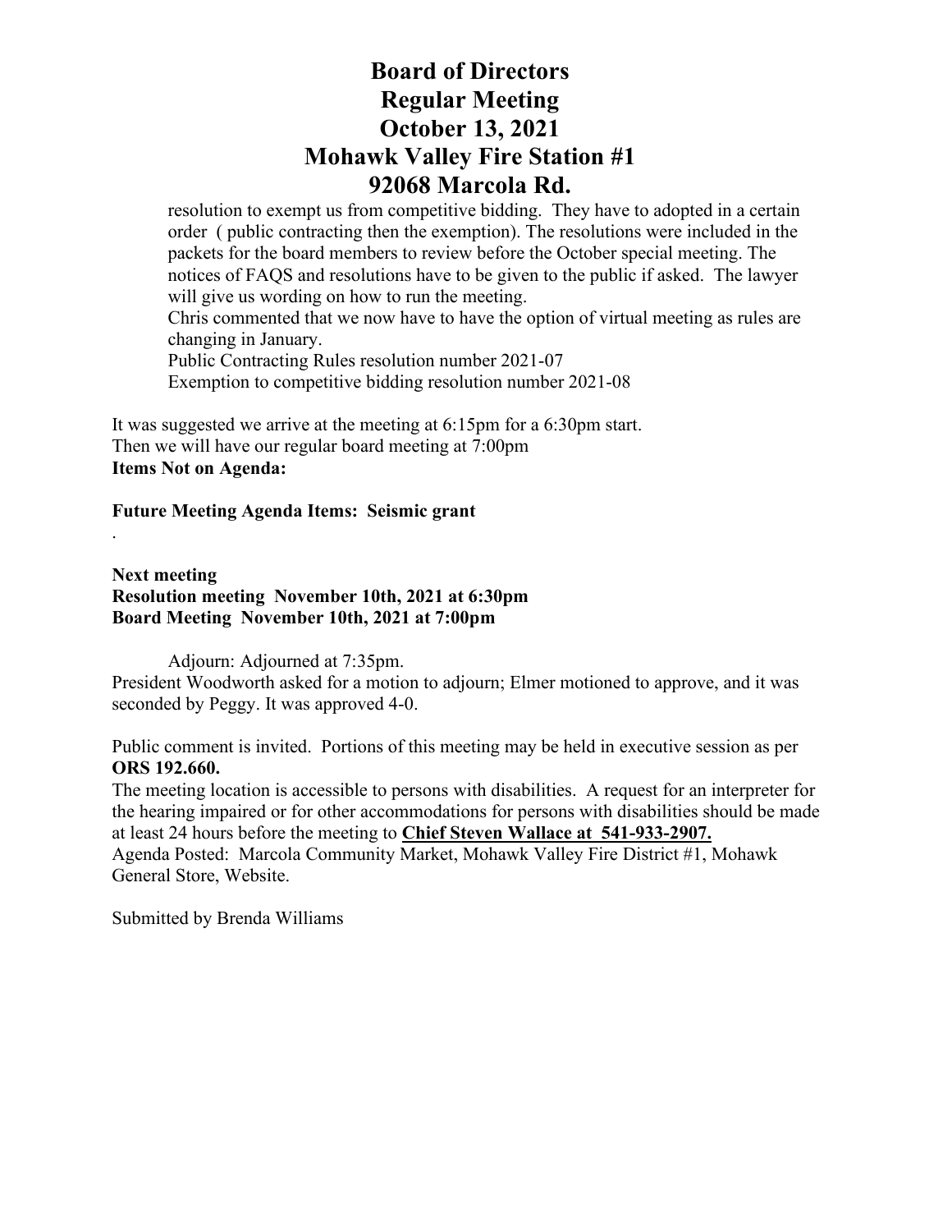# Board of Directors
# Regular Meeting
# October 13, 2021
# Mohawk Valley Fire Station #1
# 92068 Marcola Rd.

resolution to exempt us from competitive bidding. They have to adopted in a certain order ( public contracting then the exemption). The resolutions were included in the packets for the board members to review before the October special meeting. The notices of FAQS and resolutions have to be given to the public if asked. The lawyer will give us wording on how to run the meeting.
Chris commented that we now have to have the option of virtual meeting as rules are changing in January.
Public Contracting Rules resolution number 2021-07
Exemption to competitive bidding resolution number 2021-08

It was suggested we arrive at the meeting at 6:15pm for a 6:30pm start.
Then we will have our regular board meeting at 7:00pm

**Items Not on Agenda:**

**Future Meeting Agenda Items: Seismic grant**

.

**Next meeting**
**Resolution meeting November 10th, 2021 at 6:30pm**
**Board Meeting November 10th, 2021 at 7:00pm**

Adjourn: Adjourned at 7:35pm.
President Woodworth asked for a motion to adjourn; Elmer motioned to approve, and it was seconded by Peggy. It was approved 4-0.

Public comment is invited. Portions of this meeting may be held in executive session as per **ORS 192.660.**
The meeting location is accessible to persons with disabilities. A request for an interpreter for the hearing impaired or for other accommodations for persons with disabilities should be made at least 24 hours before the meeting to **Chief Steven Wallace at 541-933-2907.**
Agenda Posted: Marcola Community Market, Mohawk Valley Fire District #1, Mohawk General Store, Website.

Submitted by Brenda Williams